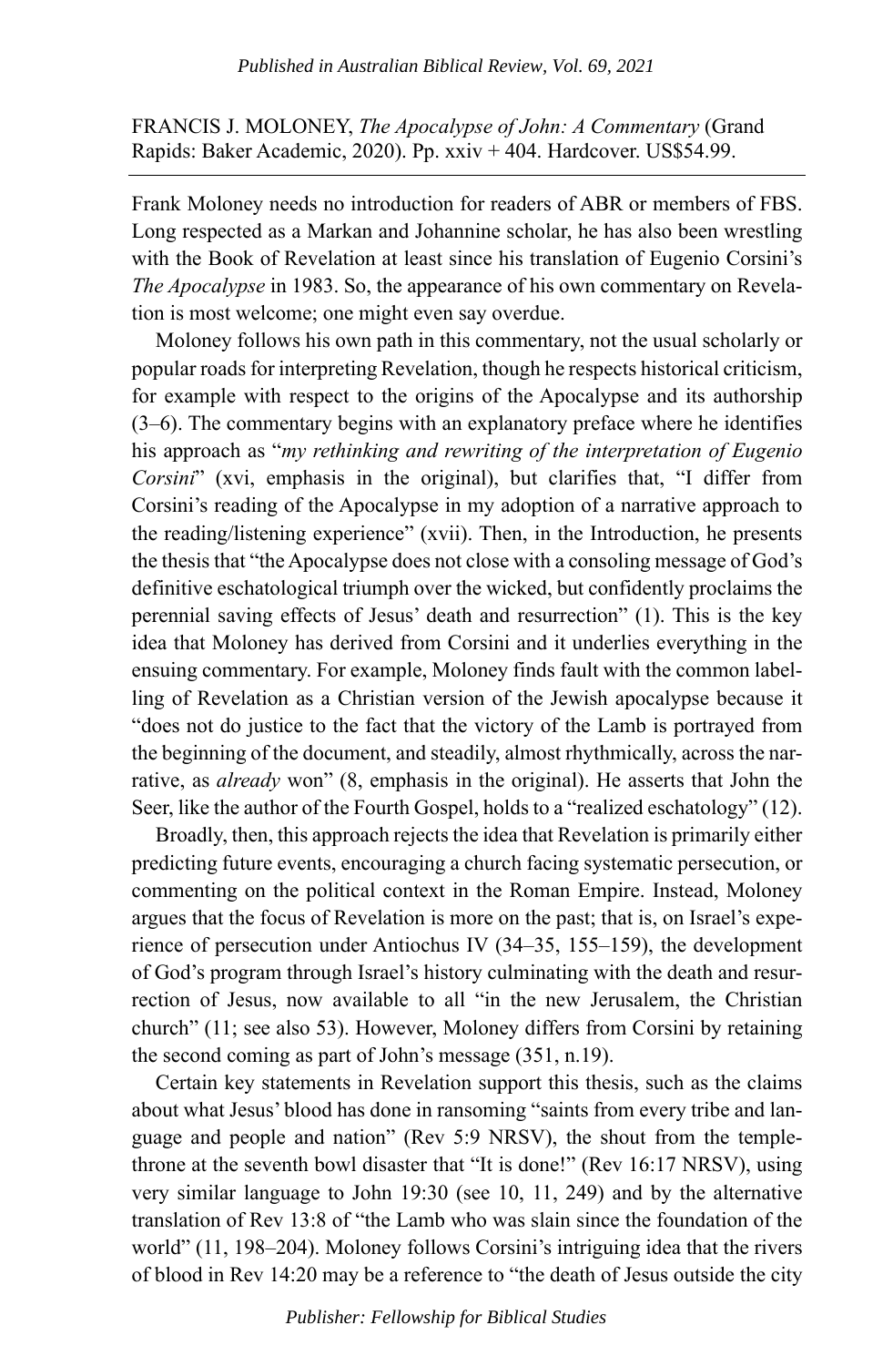FRANCIS J. MOLONEY, *The Apocalypse of John: A Commentary* (Grand Rapids: Baker Academic, 2020). Pp. xxiv + 404. Hardcover. US$54.99.

---

Frank Moloney needs no introduction for readers of ABR or members of FBS. Long respected as a Markan and Johannine scholar, he has also been wrestling with the Book of Revelation at least since his translation of Eugenio Corsini's *The Apocalypse* in 1983. So, the appearance of his own commentary on Revelation is most welcome; one might even say overdue.

Moloney follows his own path in this commentary, not the usual scholarly or popular roads for interpreting Revelation, though he respects historical criticism, for example with respect to the origins of the Apocalypse and its authorship (3–6). The commentary begins with an explanatory preface where he identifies his approach as "*my rethinking and rewriting of the interpretation of Eugenio Corsini*" (xvi, emphasis in the original), but clarifies that, "I differ from Corsini's reading of the Apocalypse in my adoption of a narrative approach to the reading/listening experience" (xvii). Then, in the Introduction, he presents the thesis that "the Apocalypse does not close with a consoling message of God's definitive eschatological triumph over the wicked, but confidently proclaims the perennial saving effects of Jesus' death and resurrection" (1). This is the key idea that Moloney has derived from Corsini and it underlies everything in the ensuing commentary. For example, Moloney finds fault with the common labelling of Revelation as a Christian version of the Jewish apocalypse because it "does not do justice to the fact that the victory of the Lamb is portrayed from the beginning of the document, and steadily, almost rhythmically, across the narrative, as *already* won" (8, emphasis in the original). He asserts that John the Seer, like the author of the Fourth Gospel, holds to a "realized eschatology" (12).

Broadly, then, this approach rejects the idea that Revelation is primarily either predicting future events, encouraging a church facing systematic persecution, or commenting on the political context in the Roman Empire. Instead, Moloney argues that the focus of Revelation is more on the past; that is, on Israel's experience of persecution under Antiochus IV (34–35, 155–159), the development of God's program through Israel's history culminating with the death and resurrection of Jesus, now available to all "in the new Jerusalem, the Christian church" (11; see also 53). However, Moloney differs from Corsini by retaining the second coming as part of John's message (351, n.19).

Certain key statements in Revelation support this thesis, such as the claims about what Jesus' blood has done in ransoming "saints from every tribe and language and people and nation" (Rev 5:9 NRSV), the shout from the temple-throne at the seventh bowl disaster that "It is done!" (Rev 16:17 NRSV), using very similar language to John 19:30 (see 10, 11, 249) and by the alternative translation of Rev 13:8 of "the Lamb who was slain since the foundation of the world" (11, 198–204). Moloney follows Corsini's intriguing idea that the rivers of blood in Rev 14:20 may be a reference to "the death of Jesus outside the city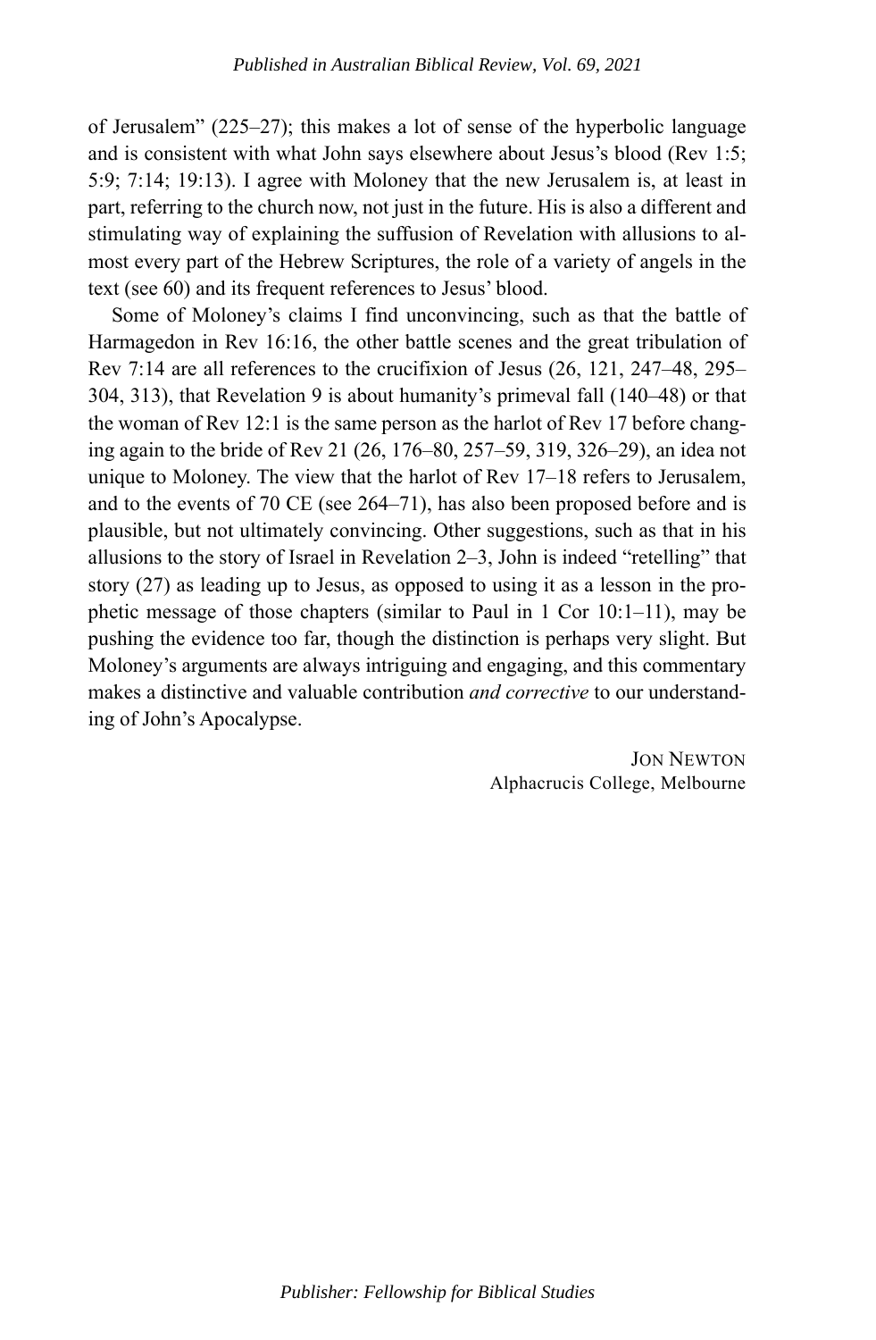of Jerusalem" (225–27); this makes a lot of sense of the hyperbolic language and is consistent with what John says elsewhere about Jesus's blood (Rev 1:5; 5:9; 7:14; 19:13). I agree with Moloney that the new Jerusalem is, at least in part, referring to the church now, not just in the future. His is also a different and stimulating way of explaining the suffusion of Revelation with allusions to almost every part of the Hebrew Scriptures, the role of a variety of angels in the text (see 60) and its frequent references to Jesus' blood.

Some of Moloney's claims I find unconvincing, such as that the battle of Harmagedon in Rev 16:16, the other battle scenes and the great tribulation of Rev 7:14 are all references to the crucifixion of Jesus (26, 121, 247–48, 295–304, 313), that Revelation 9 is about humanity's primeval fall (140–48) or that the woman of Rev 12:1 is the same person as the harlot of Rev 17 before changing again to the bride of Rev 21 (26, 176–80, 257–59, 319, 326–29), an idea not unique to Moloney. The view that the harlot of Rev 17–18 refers to Jerusalem, and to the events of 70 CE (see 264–71), has also been proposed before and is plausible, but not ultimately convincing. Other suggestions, such as that in his allusions to the story of Israel in Revelation 2–3, John is indeed "retelling" that story (27) as leading up to Jesus, as opposed to using it as a lesson in the prophetic message of those chapters (similar to Paul in 1 Cor 10:1–11), may be pushing the evidence too far, though the distinction is perhaps very slight. But Moloney's arguments are always intriguing and engaging, and this commentary makes a distinctive and valuable contribution *and corrective* to our understanding of John's Apocalypse.

JON NEWTON
Alphacrucis College, Melbourne